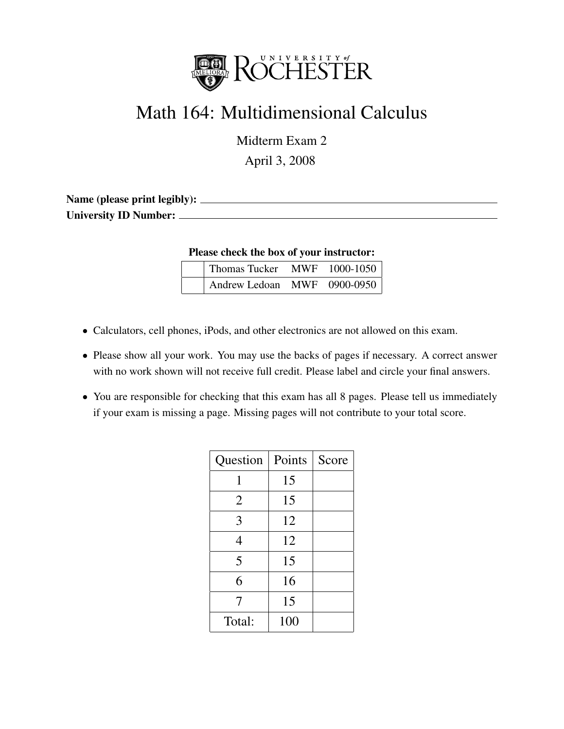UNIVERSITY of ROCHESTER

# Math 164: Multidimensional Calculus

Midterm Exam 2

April 3, 2008

**Name (please print legibly):** ______________________________

**University ID Number:** ______________________________

**Please check the box of your instructor:**

| | | | |
|---|---|---|---|
| | Thomas Tucker | MWF | 1000-1050 |
| | Andrew Ledoan | MWF | 0900-0950 |

- Calculators, cell phones, iPods, and other electronics are not allowed on this exam.
- Please show all your work. You may use the backs of pages if necessary. A correct answer with no work shown will not receive full credit. Please label and circle your final answers.
- You are responsible for checking that this exam has all 8 pages. Please tell us immediately if your exam is missing a page. Missing pages will not contribute to your total score.

| Question | Points | Score |
|---|---|---|
| 1 | 15 | |
| 2 | 15 | |
| 3 | 12 | |
| 4 | 12 | |
| 5 | 15 | |
| 6 | 16 | |
| 7 | 15 | |
| Total: | 100 | |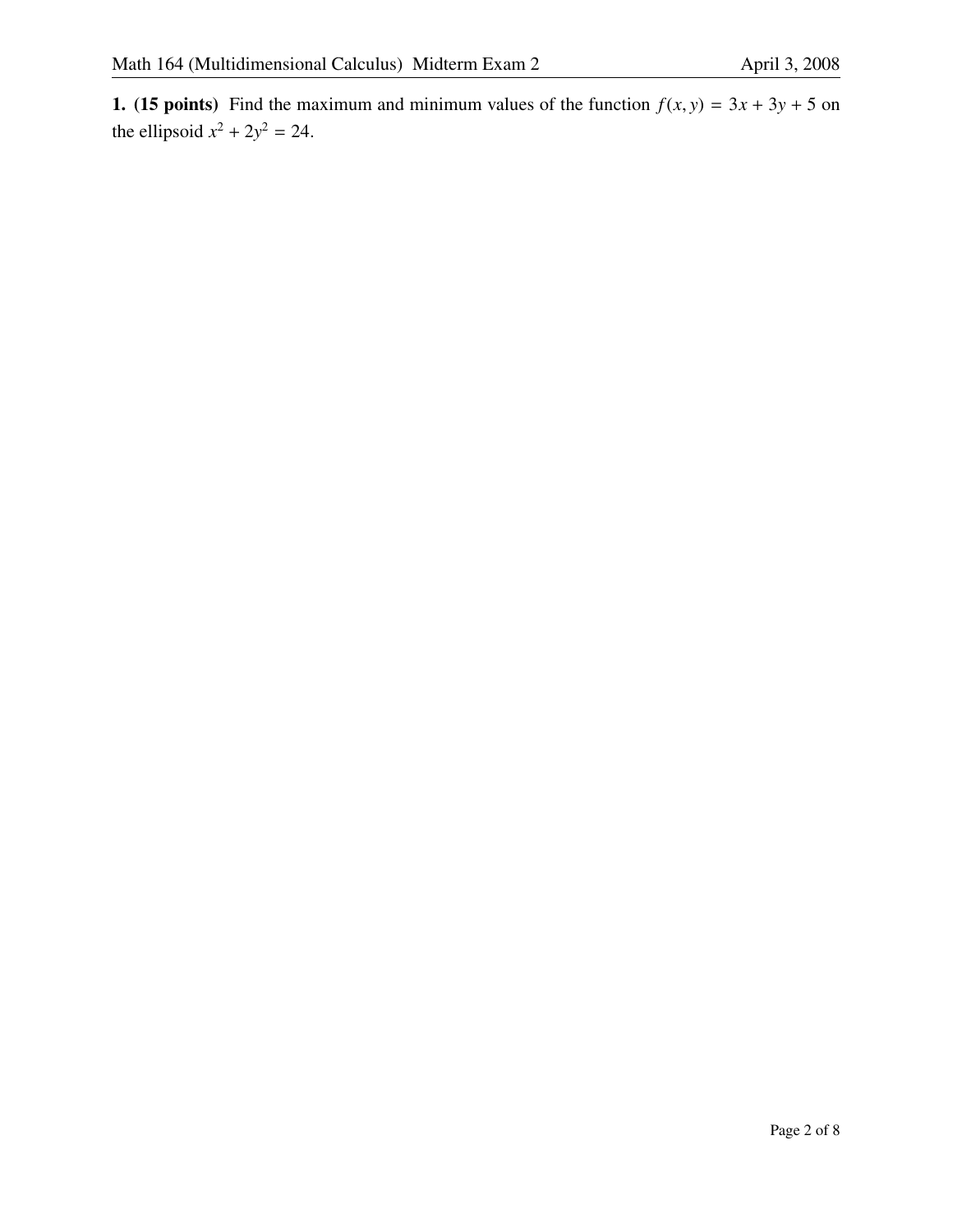**1. (15 points)** Find the maximum and minimum values of the function $f(x, y) = 3x + 3y + 5$ on the ellipsoid $x^2 + 2y^2 = 24$.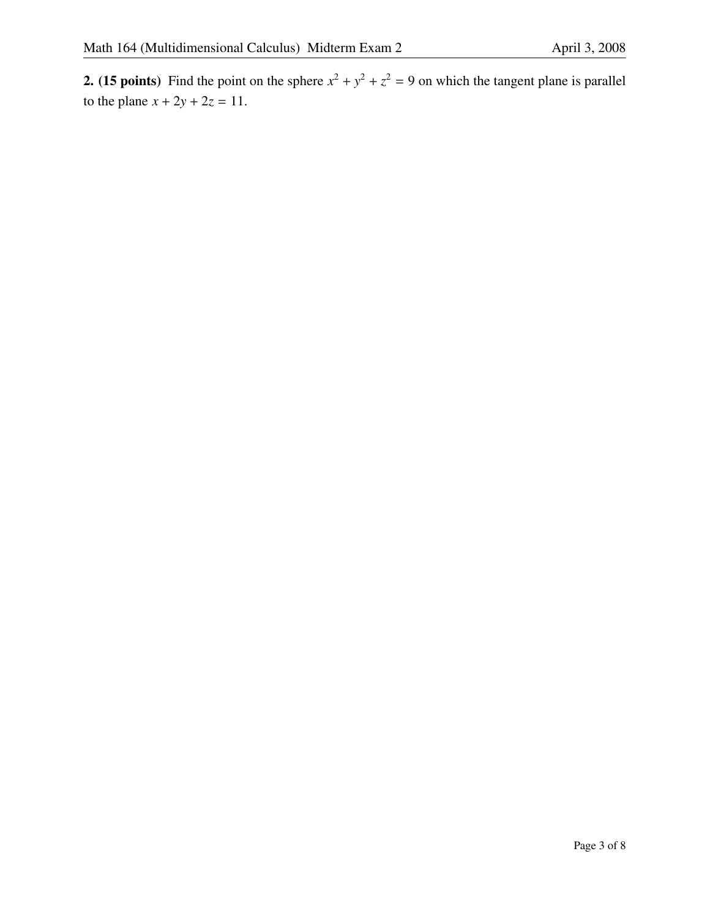**2. (15 points)** Find the point on the sphere $x^2 + y^2 + z^2 = 9$ on which the tangent plane is parallel to the plane $x + 2y + 2z = 11$.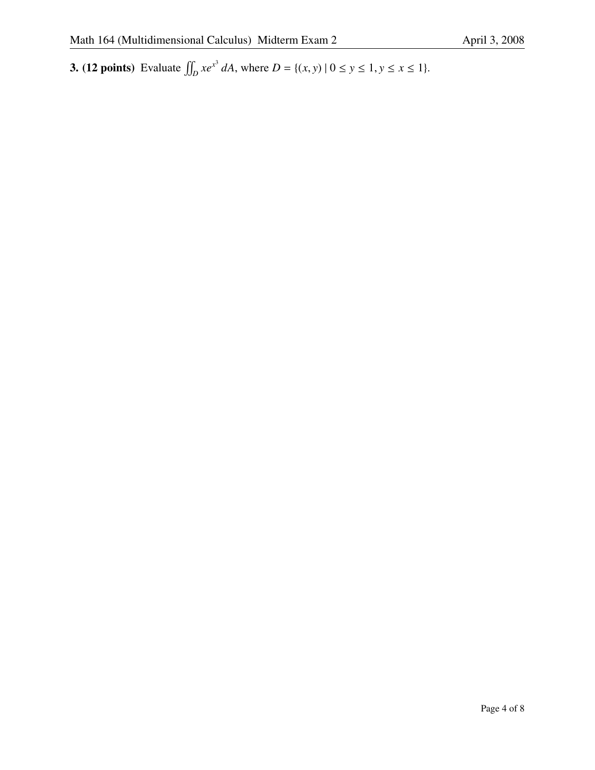**3. (12 points)** Evaluate $\iint_D xe^{x^3}\,dA$, where $D = \{(x, y) \mid 0 \le y \le 1, y \le x \le 1\}$.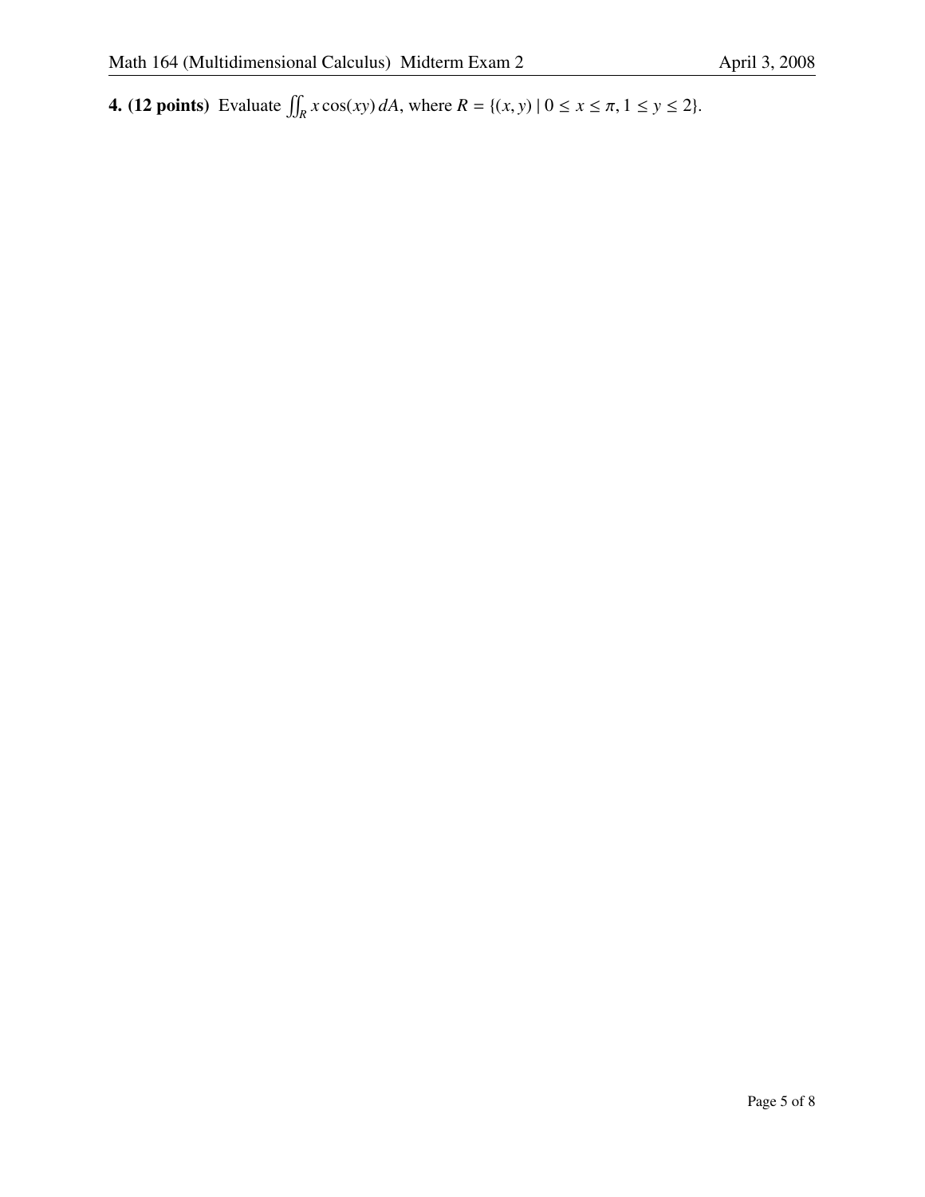**4. (12 points)** Evaluate $\iint_R x\cos(xy)\,dA$, where $R = \{(x, y) \mid 0 \leq x \leq \pi, 1 \leq y \leq 2\}$.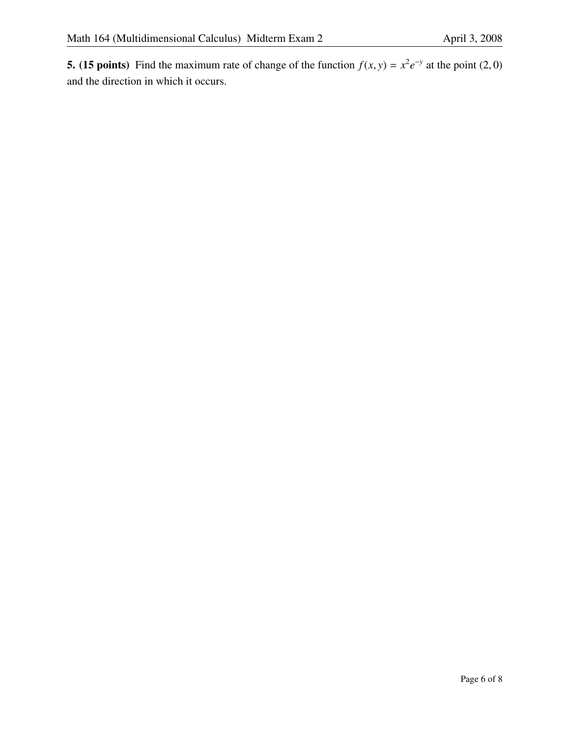**5. (15 points)** Find the maximum rate of change of the function $f(x, y) = x^2 e^{-y}$ at the point $(2, 0)$ and the direction in which it occurs.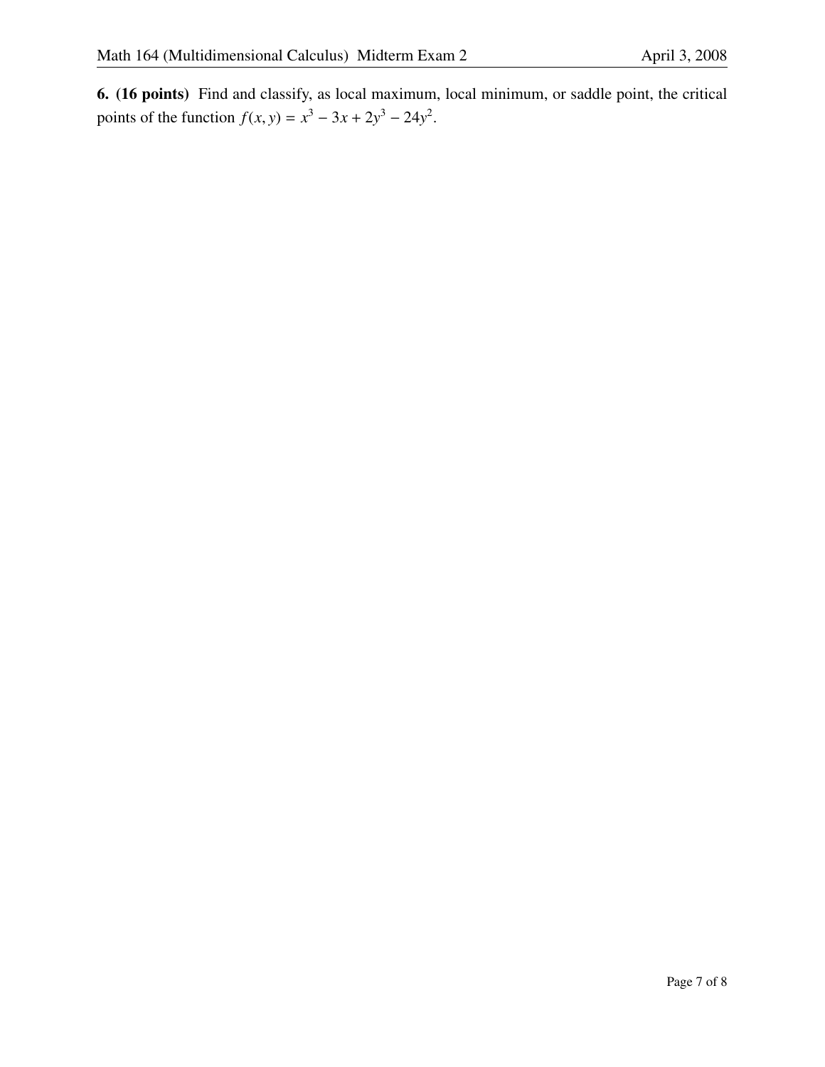**6. (16 points)** Find and classify, as local maximum, local minimum, or saddle point, the critical points of the function $f(x, y) = x^3 - 3x + 2y^3 - 24y^2$.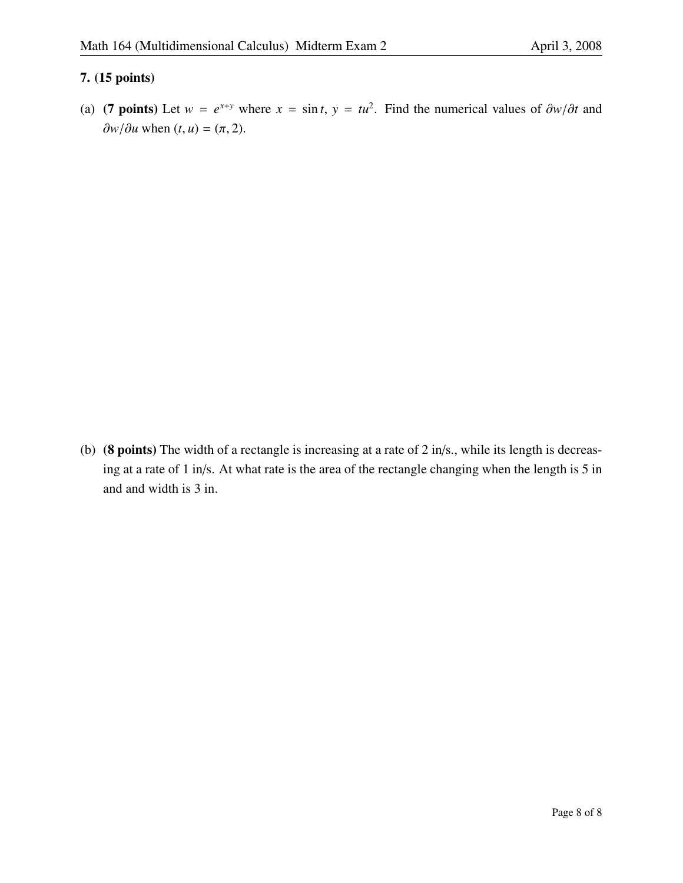**7. (15 points)**

(a) **(7 points)** Let $w = e^{x+y}$ where $x = \sin t$, $y = tu^2$. Find the numerical values of $\partial w/\partial t$ and $\partial w/\partial u$ when $(t, u) = (\pi, 2)$.

(b) **(8 points)** The width of a rectangle is increasing at a rate of 2 in/s., while its length is decreasing at a rate of 1 in/s. At what rate is the area of the rectangle changing when the length is 5 in and and width is 3 in.